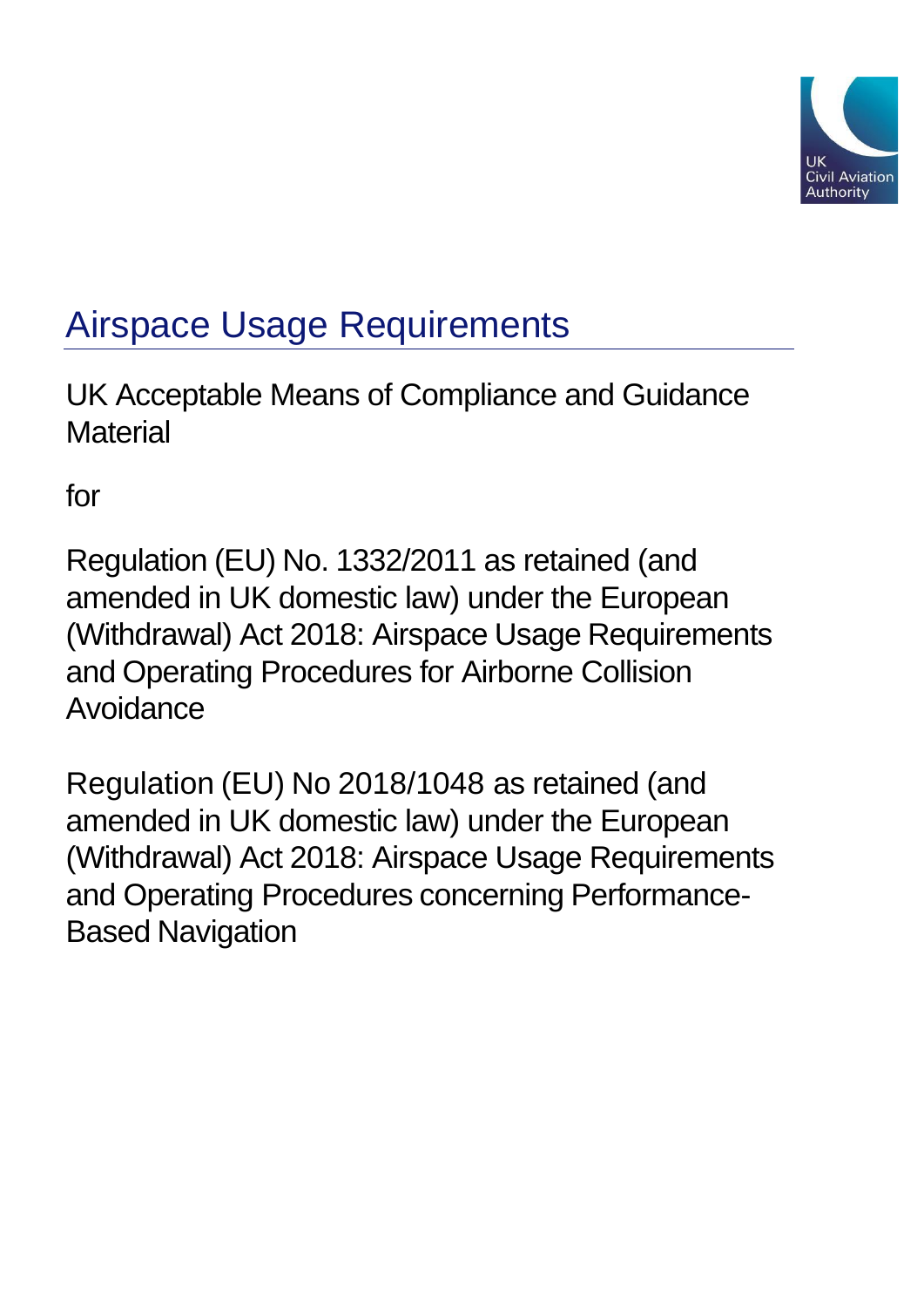# Airspace Usage Requirements

UK Acceptable Means of Compliance and Guidance Material

for

Regulation (EU) No. 1332/2011 as retained (and amended in UK domestic law) under the European (Withdrawal) Act 2018: Airspace Usage Requirements and Operating Procedures for Airborne Collision Avoidance

Regulation (EU) No 2018/1048 as retained (and amended in UK domestic law) under the European (Withdrawal) Act 2018: Airspace Usage Requirements and Operating Procedures concerning Performance-Based Navigation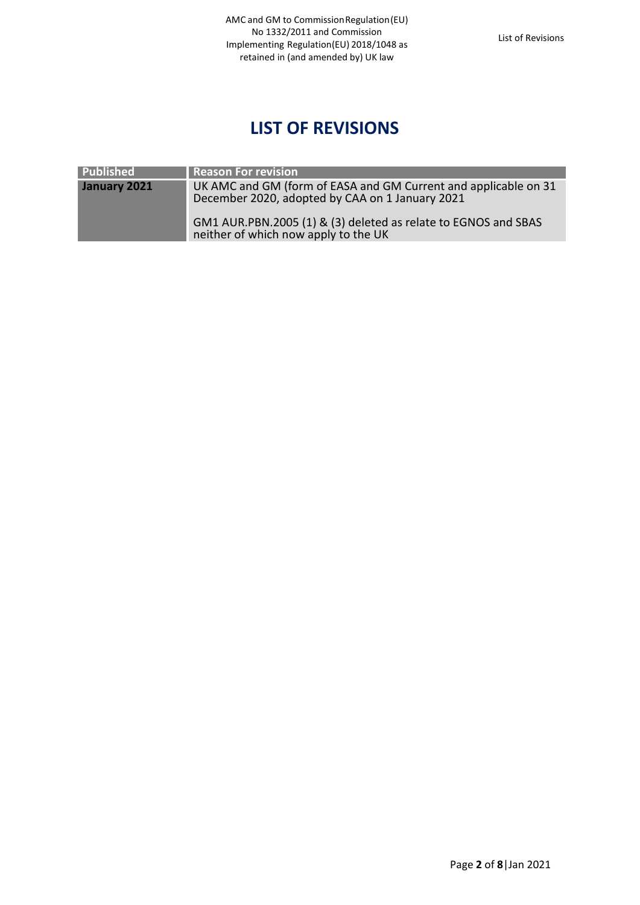# LIST OF REVISIONS

| Published | Reason For revision |
|---|---|
| **January 2021** | UK AMC and GM (form of EASA and GM Current and applicable on 31 December 2020, adopted by CAA on 1 January 2021<br><br>GM1 AUR.PBN.2005 (1) & (3) deleted as relate to EGNOS and SBAS neither of which now apply to the UK |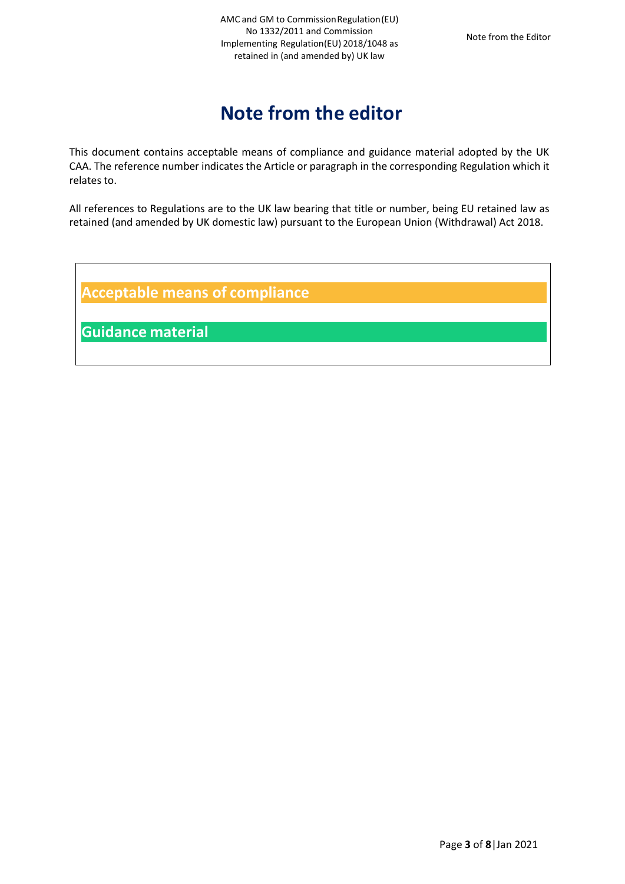# Note from the editor

This document contains acceptable means of compliance and guidance material adopted by the UK CAA. The reference number indicates the Article or paragraph in the corresponding Regulation which it relates to.

All references to Regulations are to the UK law bearing that title or number, being EU retained law as retained (and amended by UK domestic law) pursuant to the European Union (Withdrawal) Act 2018.

**Acceptable means of compliance**

**Guidance material**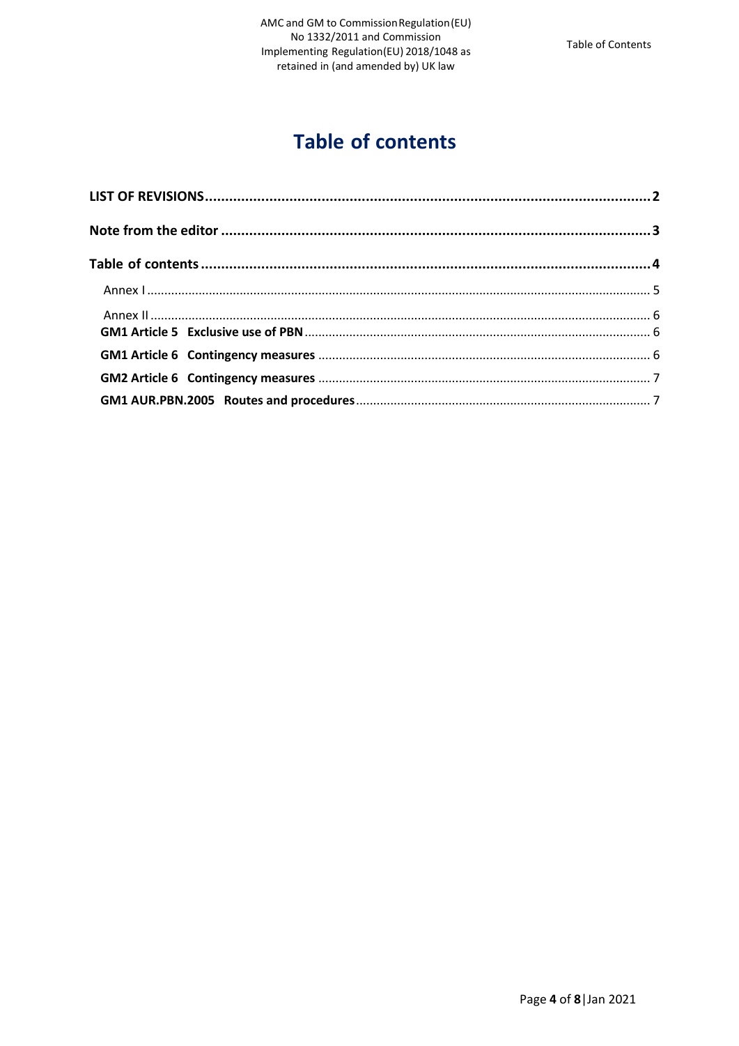# Table of contents

**LIST OF REVISIONS** .......... **2**

**Note from the editor** .......... **3**

**Table of contents** .......... **4**

Annex I .......... 5

Annex II .......... 6

**GM1 Article 5 Exclusive use of PBN** .......... 6

**GM1 Article 6 Contingency measures** .......... 6

**GM2 Article 6 Contingency measures** .......... 7

**GM1 AUR.PBN.2005 Routes and procedures** .......... 7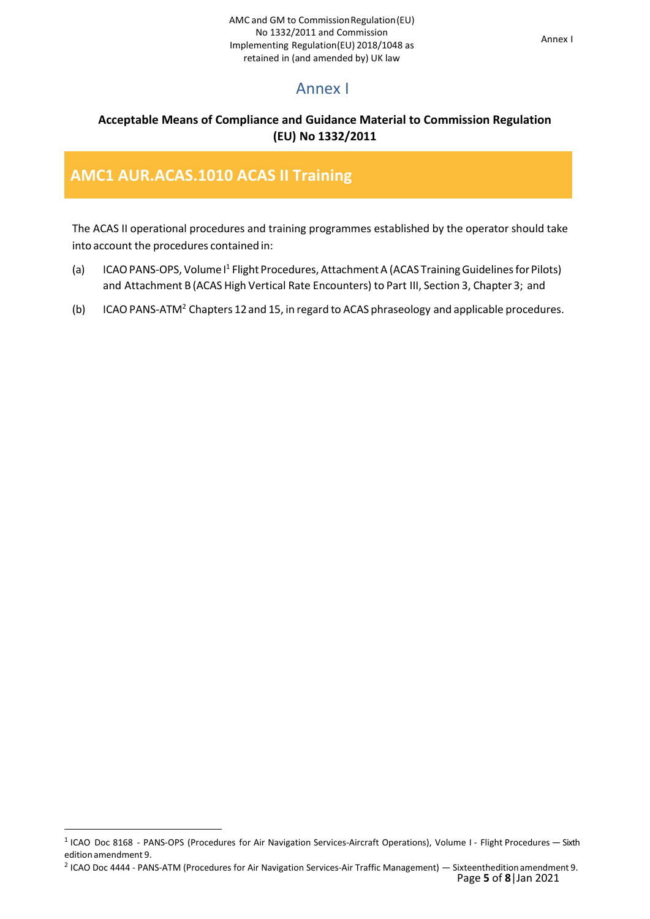# Annex I

**Acceptable Means of Compliance and Guidance Material to Commission Regulation (EU) No 1332/2011**

## AMC1 AUR.ACAS.1010 ACAS II Training

The ACAS II operational procedures and training programmes established by the operator should take into account the procedures contained in:

(a) ICAO PANS-OPS, Volume I[1] Flight Procedures, Attachment A (ACAS Training Guidelines for Pilots) and Attachment B (ACAS High Vertical Rate Encounters) to Part III, Section 3, Chapter 3; and

(b) ICAO PANS-ATM[2] Chapters 12 and 15, in regard to ACAS phraseology and applicable procedures.

---

[1] ICAO Doc 8168 - PANS-OPS (Procedures for Air Navigation Services-Aircraft Operations), Volume I - Flight Procedures — Sixth edition amendment 9.

[2] ICAO Doc 4444 - PANS-ATM (Procedures for Air Navigation Services-Air Traffic Management) — Sixteenthedition amendment 9.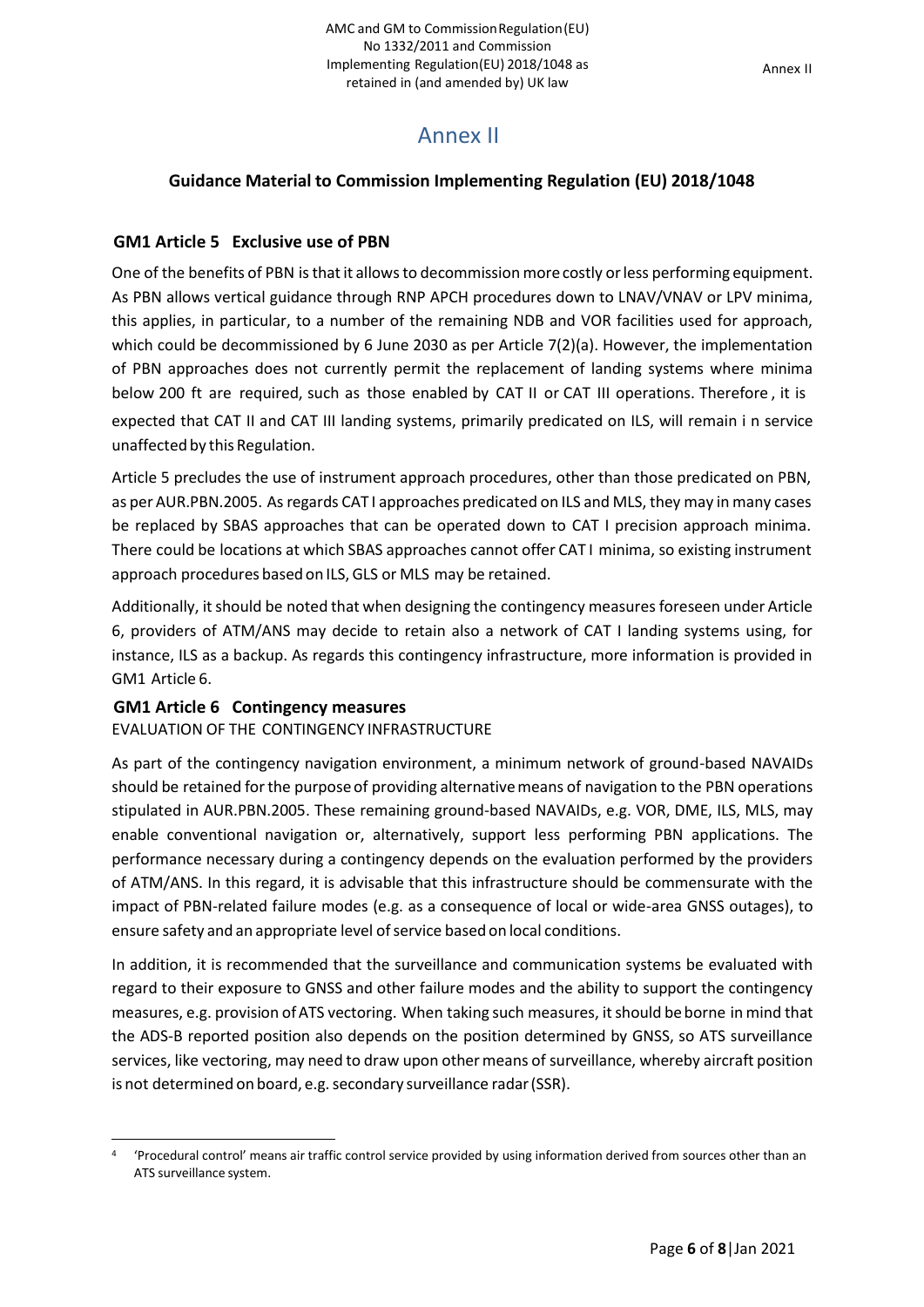# Annex II

## Guidance Material to Commission Implementing Regulation (EU) 2018/1048

### GM1 Article 5 Exclusive use of PBN

One of the benefits of PBN is that it allows to decommission more costly or less performing equipment. As PBN allows vertical guidance through RNP APCH procedures down to LNAV/VNAV or LPV minima, this applies, in particular, to a number of the remaining NDB and VOR facilities used for approach, which could be decommissioned by 6 June 2030 as per Article 7(2)(a). However, the implementation of PBN approaches does not currently permit the replacement of landing systems where minima below 200 ft are required, such as those enabled by CAT II or CAT III operations. Therefore, it is expected that CAT II and CAT III landing systems, primarily predicated on ILS, will remain in service unaffected by this Regulation.

Article 5 precludes the use of instrument approach procedures, other than those predicated on PBN, as per AUR.PBN.2005. As regards CAT I approaches predicated on ILS and MLS, they may in many cases be replaced by SBAS approaches that can be operated down to CAT I precision approach minima. There could be locations at which SBAS approaches cannot offer CAT I minima, so existing instrument approach procedures based on ILS, GLS or MLS may be retained.

Additionally, it should be noted that when designing the contingency measures foreseen under Article 6, providers of ATM/ANS may decide to retain also a network of CAT I landing systems using, for instance, ILS as a backup. As regards this contingency infrastructure, more information is provided in GM1 Article 6.

### GM1 Article 6 Contingency measures

EVALUATION OF THE CONTINGENCY INFRASTRUCTURE

As part of the contingency navigation environment, a minimum network of ground-based NAVAIDs should be retained for the purpose of providing alternative means of navigation to the PBN operations stipulated in AUR.PBN.2005. These remaining ground-based NAVAIDs, e.g. VOR, DME, ILS, MLS, may enable conventional navigation or, alternatively, support less performing PBN applications. The performance necessary during a contingency depends on the evaluation performed by the providers of ATM/ANS. In this regard, it is advisable that this infrastructure should be commensurate with the impact of PBN-related failure modes (e.g. as a consequence of local or wide-area GNSS outages), to ensure safety and an appropriate level of service based on local conditions.

In addition, it is recommended that the surveillance and communication systems be evaluated with regard to their exposure to GNSS and other failure modes and the ability to support the contingency measures, e.g. provision of ATS vectoring. When taking such measures, it should be borne in mind that the ADS-B reported position also depends on the position determined by GNSS, so ATS surveillance services, like vectoring, may need to draw upon other means of surveillance, whereby aircraft position is not determined on board, e.g. secondary surveillance radar (SSR).

---

[4] 'Procedural control' means air traffic control service provided by using information derived from sources other than an ATS surveillance system.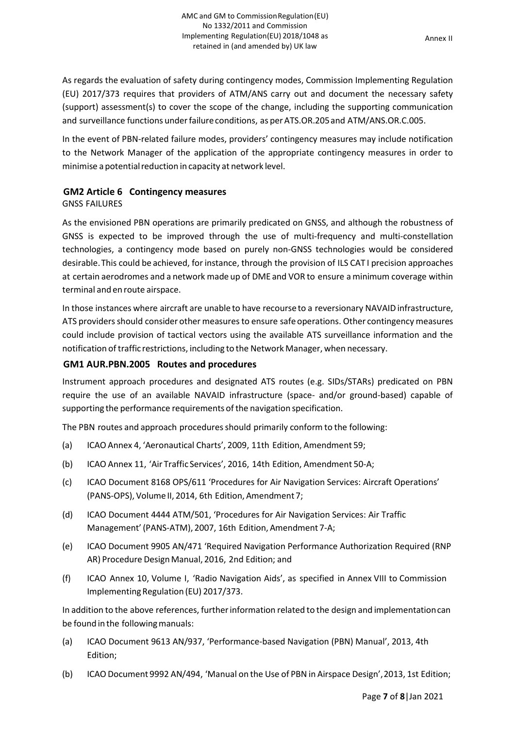As regards the evaluation of safety during contingency modes, Commission Implementing Regulation (EU) 2017/373 requires that providers of ATM/ANS carry out and document the necessary safety (support) assessment(s) to cover the scope of the change, including the supporting communication and surveillance functions under failure conditions, as per ATS.OR.205 and ATM/ANS.OR.C.005.

In the event of PBN-related failure modes, providers' contingency measures may include notification to the Network Manager of the application of the appropriate contingency measures in order to minimise a potential reduction in capacity at network level.

## GM2 Article 6 Contingency measures

GNSS FAILURES

As the envisioned PBN operations are primarily predicated on GNSS, and although the robustness of GNSS is expected to be improved through the use of multi-frequency and multi-constellation technologies, a contingency mode based on purely non-GNSS technologies would be considered desirable. This could be achieved, for instance, through the provision of ILS CAT I precision approaches at certain aerodromes and a network made up of DME and VOR to ensure a minimum coverage within terminal and en route airspace.

In those instances where aircraft are unable to have recourse to a reversionary NAVAID infrastructure, ATS providers should consider other measures to ensure safe operations. Other contingency measures could include provision of tactical vectors using the available ATS surveillance information and the notification of traffic restrictions, including to the Network Manager, when necessary.

## GM1 AUR.PBN.2005 Routes and procedures

Instrument approach procedures and designated ATS routes (e.g. SIDs/STARs) predicated on PBN require the use of an available NAVAID infrastructure (space- and/or ground-based) capable of supporting the performance requirements of the navigation specification.

The PBN routes and approach procedures should primarily conform to the following:

(a) ICAO Annex 4, 'Aeronautical Charts', 2009, 11th Edition, Amendment 59;

(b) ICAO Annex 11, 'Air Traffic Services', 2016, 14th Edition, Amendment 50-A;

(c) ICAO Document 8168 OPS/611 'Procedures for Air Navigation Services: Aircraft Operations' (PANS-OPS), Volume II, 2014, 6th Edition, Amendment 7;

(d) ICAO Document 4444 ATM/501, 'Procedures for Air Navigation Services: Air Traffic Management' (PANS-ATM), 2007, 16th Edition, Amendment 7-A;

(e) ICAO Document 9905 AN/471 'Required Navigation Performance Authorization Required (RNP AR) Procedure Design Manual, 2016, 2nd Edition; and

(f) ICAO Annex 10, Volume I, 'Radio Navigation Aids', as specified in Annex VIII to Commission Implementing Regulation (EU) 2017/373.

In addition to the above references, further information related to the design and implementation can be found in the following manuals:

(a) ICAO Document 9613 AN/937, 'Performance-based Navigation (PBN) Manual', 2013, 4th Edition;

(b) ICAO Document 9992 AN/494, 'Manual on the Use of PBN in Airspace Design', 2013, 1st Edition;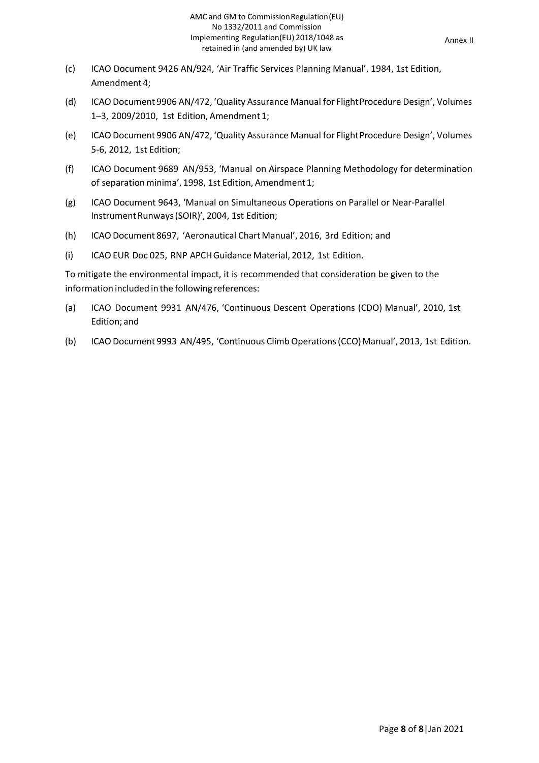(c) ICAO Document 9426 AN/924, 'Air Traffic Services Planning Manual', 1984, 1st Edition, Amendment 4;

(d) ICAO Document 9906 AN/472, 'Quality Assurance Manual for Flight Procedure Design', Volumes 1–3, 2009/2010, 1st Edition, Amendment 1;

(e) ICAO Document 9906 AN/472, 'Quality Assurance Manual for Flight Procedure Design', Volumes 5-6, 2012, 1st Edition;

(f) ICAO Document 9689 AN/953, 'Manual on Airspace Planning Methodology for determination of separation minima', 1998, 1st Edition, Amendment 1;

(g) ICAO Document 9643, 'Manual on Simultaneous Operations on Parallel or Near-Parallel Instrument Runways (SOIR)', 2004, 1st Edition;

(h) ICAO Document 8697, 'Aeronautical Chart Manual', 2016, 3rd Edition; and

(i) ICAO EUR Doc 025, RNP APCH Guidance Material, 2012, 1st Edition.

To mitigate the environmental impact, it is recommended that consideration be given to the information included in the following references:

(a) ICAO Document 9931 AN/476, 'Continuous Descent Operations (CDO) Manual', 2010, 1st Edition; and

(b) ICAO Document 9993 AN/495, 'Continuous Climb Operations (CCO) Manual', 2013, 1st Edition.